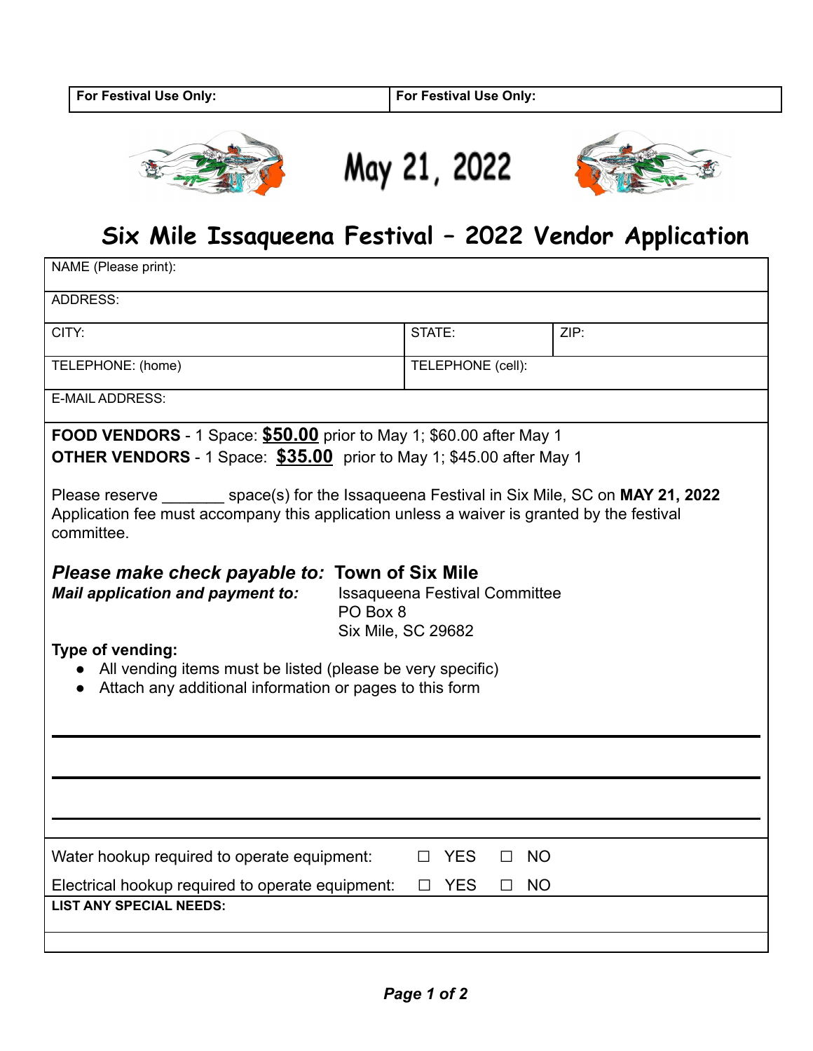| For Festival Use Only: | For Festival Use Only: |
| --- | --- |

May 21, 2022

# Six Mile Issaqueena Festival – 2022 Vendor Application

| NAME (Please print): | | |
| --- | --- | --- |
| ADDRESS: | | |
| CITY: | STATE: | ZIP: |
| TELEPHONE: (home) | TELEPHONE (cell): | |
| E-MAIL ADDRESS: | | |

**FOOD VENDORS** - 1 Space: **<u>$50.00</u>** prior to May 1; $60.00 after May 1
**OTHER VENDORS** - 1 Space: **<u>$35.00</u>** prior to May 1; $45.00 after May 1

Please reserve _______ space(s) for the Issaqueena Festival in Six Mile, SC on **MAY 21, 2022**
Application fee must accompany this application unless a waiver is granted by the festival committee.

***Please make check payable to:*** **Town of Six Mile**
***Mail application and payment to:*** Issaqueena Festival Committee
PO Box 8
Six Mile, SC 29682

**Type of vending:**

- All vending items must be listed (please be very specific)
- Attach any additional information or pages to this form

______________________________________________________________

______________________________________________________________

______________________________________________________________

Water hookup required to operate equipment: ☐ YES ☐ NO

Electrical hookup required to operate equipment: ☐ YES ☐ NO

**LIST ANY SPECIAL NEEDS:**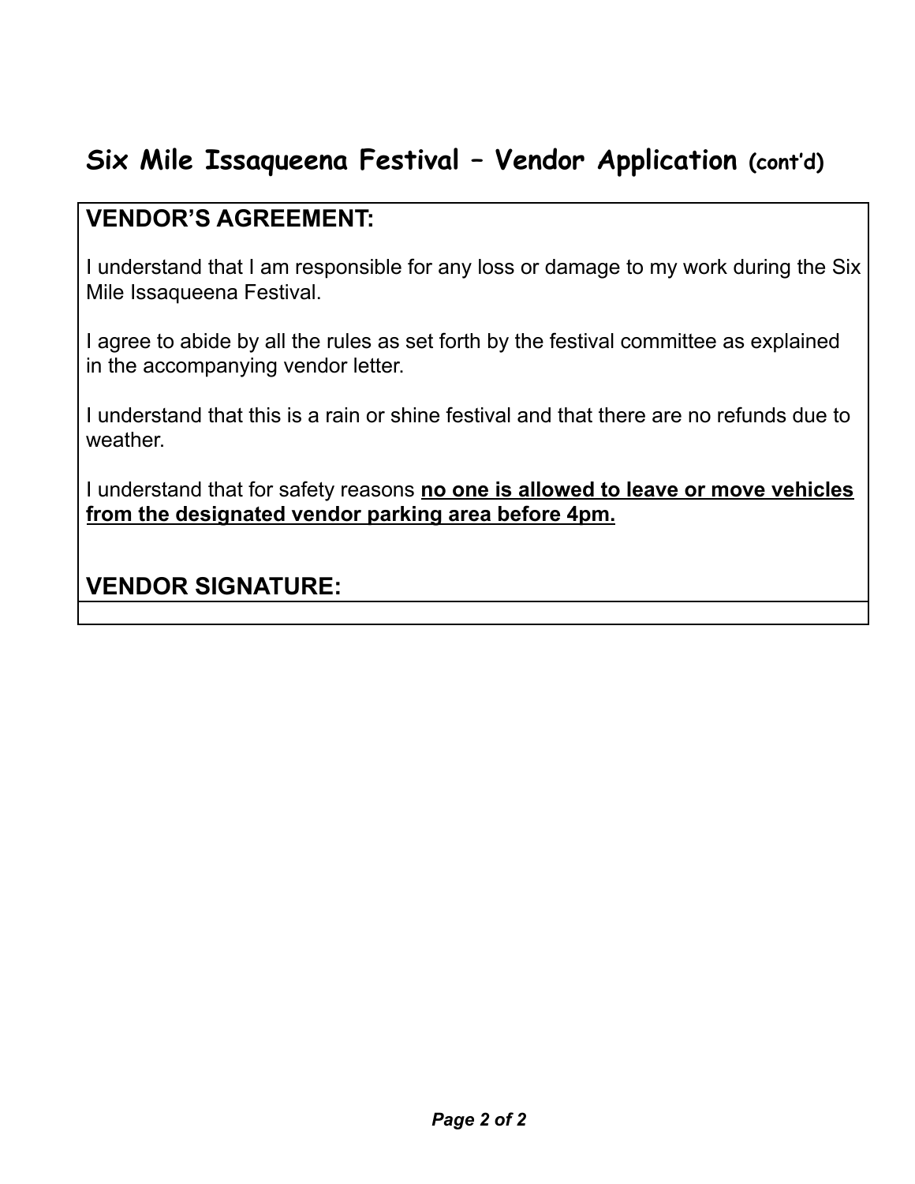# Six Mile Issaqueena Festival – Vendor Application (cont'd)

## VENDOR'S AGREEMENT:

I understand that I am responsible for any loss or damage to my work during the Six Mile Issaqueena Festival.

I agree to abide by all the rules as set forth by the festival committee as explained in the accompanying vendor letter.

I understand that this is a rain or shine festival and that there are no refunds due to weather.

I understand that for safety reasons **<u>no one is allowed to leave or move vehicles from the designated vendor parking area before 4pm.</u>**

## VENDOR SIGNATURE: